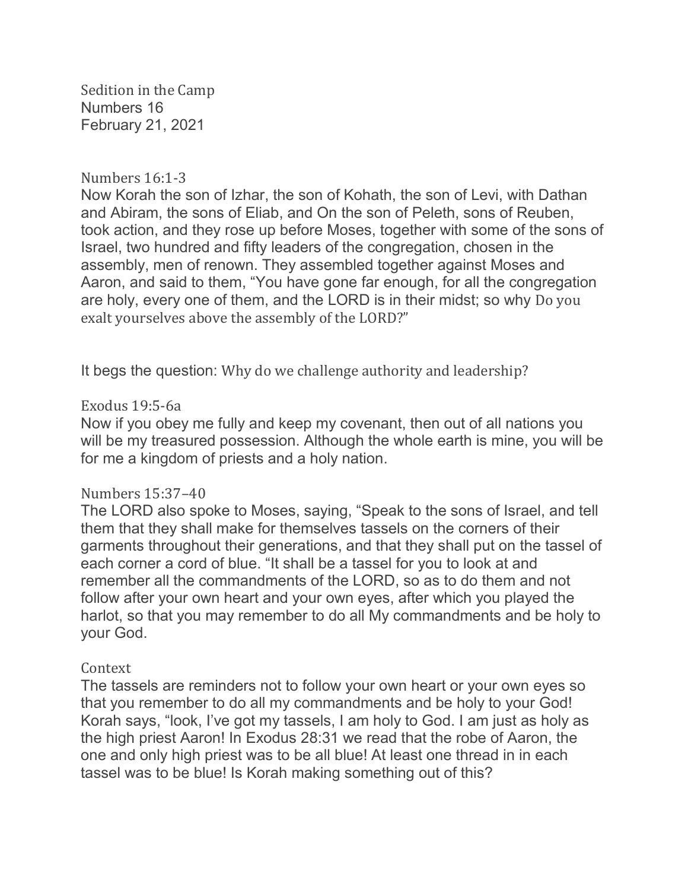# Sedition in the Camp
Numbers 16
February 21, 2021

### Numbers 16:1-3

Now Korah the son of Izhar, the son of Kohath, the son of Levi, with Dathan and Abiram, the sons of Eliab, and On the son of Peleth, sons of Reuben, took action, and they rose up before Moses, together with some of the sons of Israel, two hundred and fifty leaders of the congregation, chosen in the assembly, men of renown. They assembled together against Moses and Aaron, and said to them, "You have gone far enough, for all the congregation are holy, every one of them, and the LORD is in their midst; so why Do you exalt yourselves above the assembly of the LORD?"

It begs the question: Why do we challenge authority and leadership?

### Exodus 19:5-6a

Now if you obey me fully and keep my covenant, then out of all nations you will be my treasured possession. Although the whole earth is mine, you will be for me a kingdom of priests and a holy nation.

### Numbers 15:37–40

The LORD also spoke to Moses, saying, "Speak to the sons of Israel, and tell them that they shall make for themselves tassels on the corners of their garments throughout their generations, and that they shall put on the tassel of each corner a cord of blue. "It shall be a tassel for you to look at and remember all the commandments of the LORD, so as to do them and not follow after your own heart and your own eyes, after which you played the harlot, so that you may remember to do all My commandments and be holy to your God.

### Context

The tassels are reminders not to follow your own heart or your own eyes so that you remember to do all my commandments and be holy to your God! Korah says, "look, I've got my tassels, I am holy to God. I am just as holy as the high priest Aaron! In Exodus 28:31 we read that the robe of Aaron, the one and only high priest was to be all blue! At least one thread in in each tassel was to be blue! Is Korah making something out of this?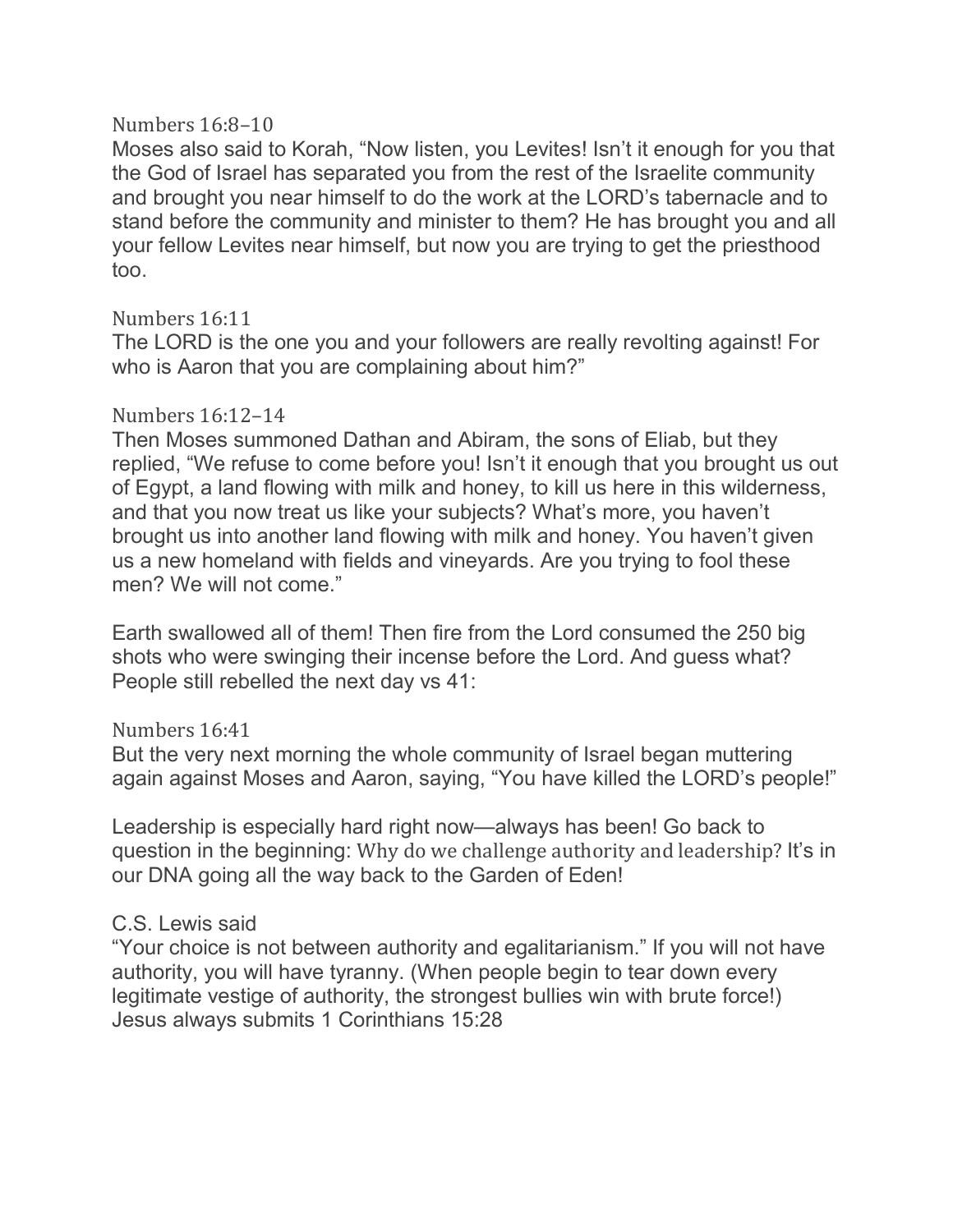Numbers 16:8–10

Moses also said to Korah, “Now listen, you Levites! Isn’t it enough for you that the God of Israel has separated you from the rest of the Israelite community and brought you near himself to do the work at the LORD’s tabernacle and to stand before the community and minister to them? He has brought you and all your fellow Levites near himself, but now you are trying to get the priesthood too.

Numbers 16:11

The LORD is the one you and your followers are really revolting against! For who is Aaron that you are complaining about him?”

Numbers 16:12–14

Then Moses summoned Dathan and Abiram, the sons of Eliab, but they replied, “We refuse to come before you! Isn’t it enough that you brought us out of Egypt, a land flowing with milk and honey, to kill us here in this wilderness, and that you now treat us like your subjects? What’s more, you haven’t brought us into another land flowing with milk and honey. You haven’t given us a new homeland with fields and vineyards. Are you trying to fool these men? We will not come.”

Earth swallowed all of them! Then fire from the Lord consumed the 250 big shots who were swinging their incense before the Lord. And guess what? People still rebelled the next day vs 41:

Numbers 16:41

But the very next morning the whole community of Israel began muttering again against Moses and Aaron, saying, “You have killed the LORD’s people!”

Leadership is especially hard right now—always has been! Go back to question in the beginning: Why do we challenge authority and leadership? It’s in our DNA going all the way back to the Garden of Eden!

C.S. Lewis said

“Your choice is not between authority and egalitarianism.” If you will not have authority, you will have tyranny. (When people begin to tear down every legitimate vestige of authority, the strongest bullies win with brute force!)

Jesus always submits 1 Corinthians 15:28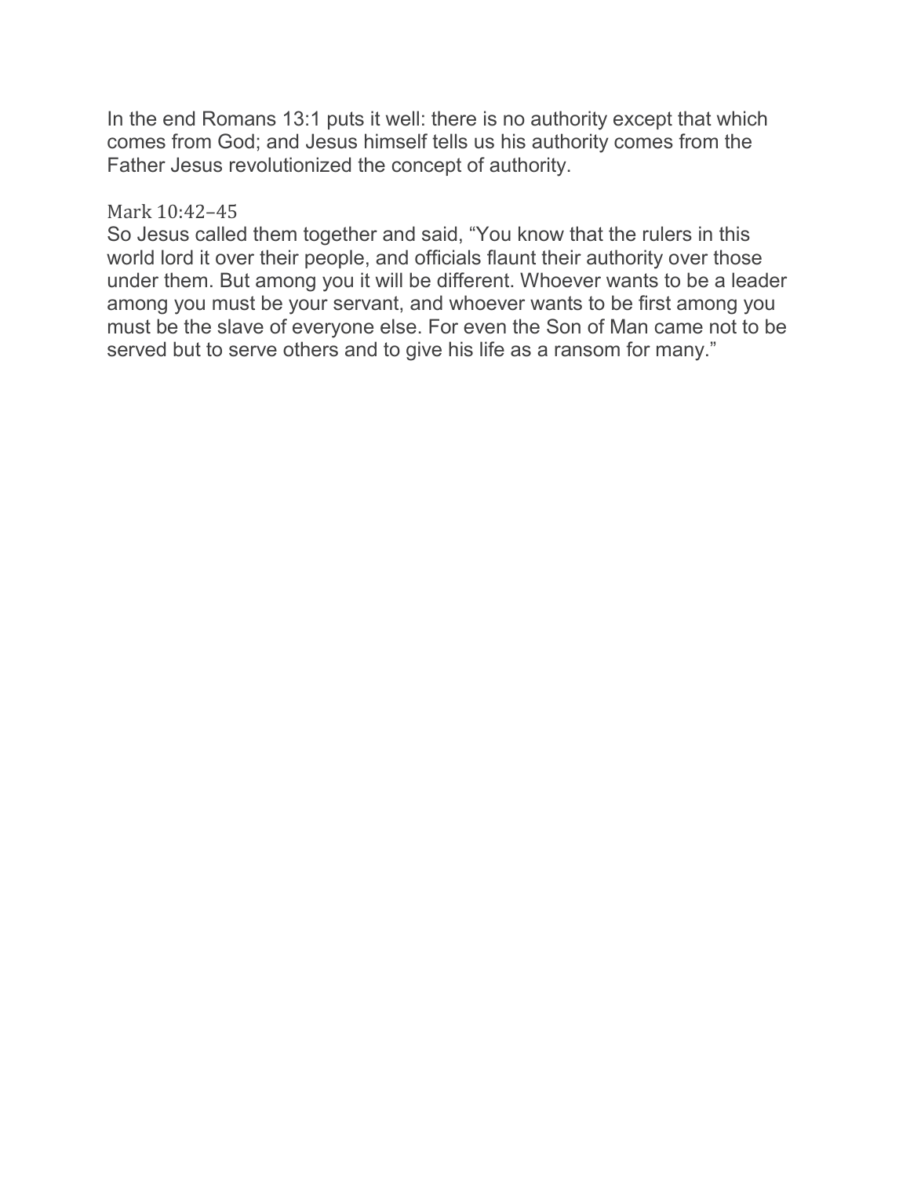In the end Romans 13:1 puts it well: there is no authority except that which comes from God; and Jesus himself tells us his authority comes from the Father Jesus revolutionized the concept of authority.

Mark 10:42–45

So Jesus called them together and said, “You know that the rulers in this world lord it over their people, and officials flaunt their authority over those under them. But among you it will be different. Whoever wants to be a leader among you must be your servant, and whoever wants to be first among you must be the slave of everyone else. For even the Son of Man came not to be served but to serve others and to give his life as a ransom for many.”